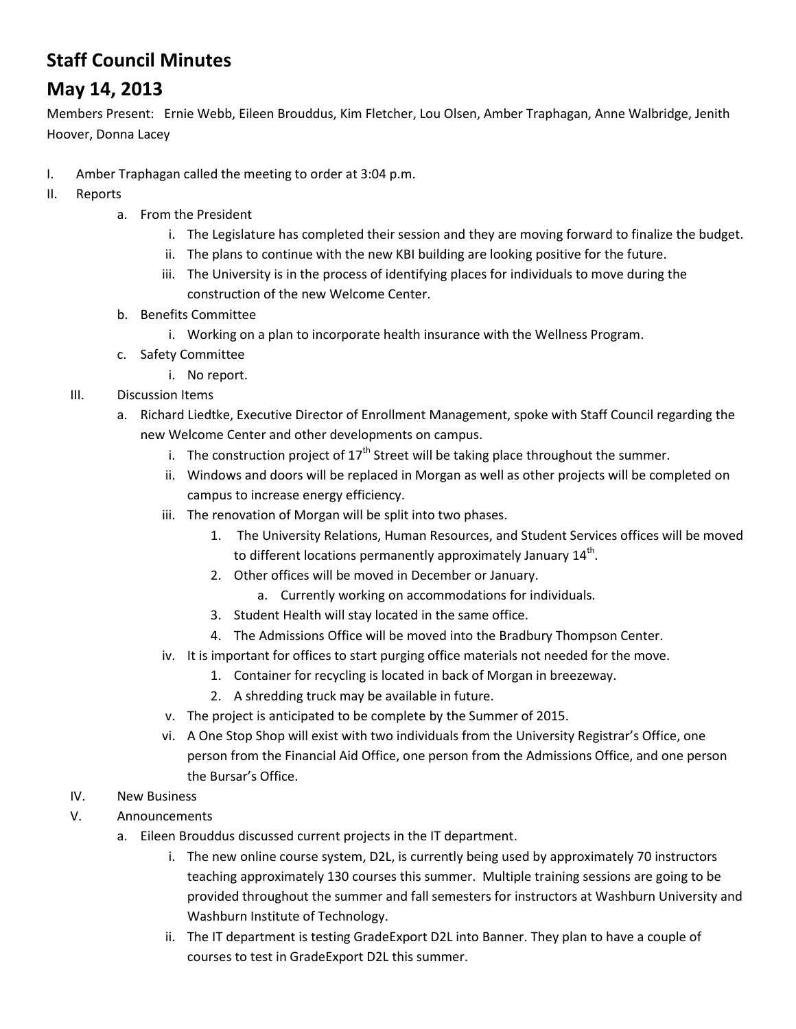# Staff Council Minutes

# May 14, 2013

Members Present: Ernie Webb, Eileen Brouddus, Kim Fletcher, Lou Olsen, Amber Traphagan, Anne Walbridge, Jenith Hoover, Donna Lacey

I. Amber Traphagan called the meeting to order at 3:04 p.m.

II. Reports
   - a. From the President
      - i. The Legislature has completed their session and they are moving forward to finalize the budget.
      - ii. The plans to continue with the new KBI building are looking positive for the future.
      - iii. The University is in the process of identifying places for individuals to move during the construction of the new Welcome Center.
   - b. Benefits Committee
      - i. Working on a plan to incorporate health insurance with the Wellness Program.
   - c. Safety Committee
      - i. No report.

III. Discussion Items
   - a. Richard Liedtke, Executive Director of Enrollment Management, spoke with Staff Council regarding the new Welcome Center and other developments on campus.
      - i. The construction project of 17th Street will be taking place throughout the summer.
      - ii. Windows and doors will be replaced in Morgan as well as other projects will be completed on campus to increase energy efficiency.
      - iii. The renovation of Morgan will be split into two phases.
         1. The University Relations, Human Resources, and Student Services offices will be moved to different locations permanently approximately January 14th.
         2. Other offices will be moved in December or January.
            - a. Currently working on accommodations for individuals.
         3. Student Health will stay located in the same office.
         4. The Admissions Office will be moved into the Bradbury Thompson Center.
      - iv. It is important for offices to start purging office materials not needed for the move.
         1. Container for recycling is located in back of Morgan in breezeway.
         2. A shredding truck may be available in future.
      - v. The project is anticipated to be complete by the Summer of 2015.
      - vi. A One Stop Shop will exist with two individuals from the University Registrar's Office, one person from the Financial Aid Office, one person from the Admissions Office, and one person the Bursar's Office.

IV. New Business

V. Announcements
   - a. Eileen Brouddus discussed current projects in the IT department.
      - i. The new online course system, D2L, is currently being used by approximately 70 instructors teaching approximately 130 courses this summer. Multiple training sessions are going to be provided throughout the summer and fall semesters for instructors at Washburn University and Washburn Institute of Technology.
      - ii. The IT department is testing GradeExport D2L into Banner. They plan to have a couple of courses to test in GradeExport D2L this summer.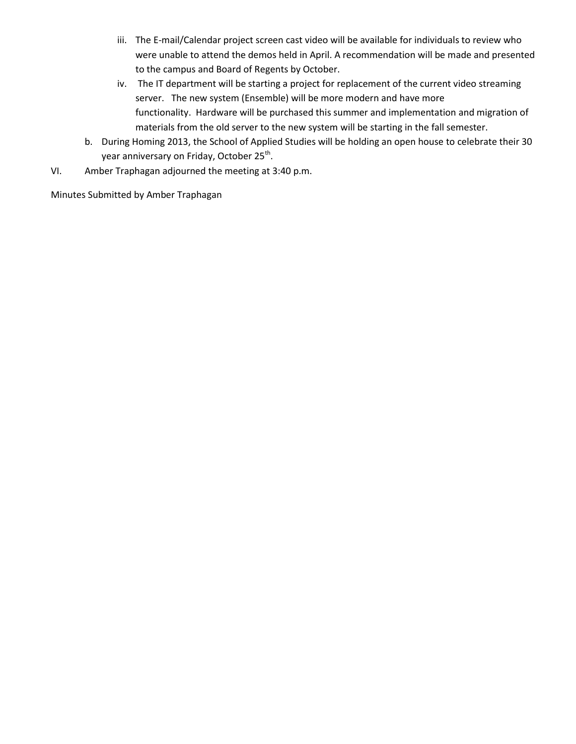iii. The E-mail/Calendar project screen cast video will be available for individuals to review who were unable to attend the demos held in April. A recommendation will be made and presented to the campus and Board of Regents by October.
  iv. The IT department will be starting a project for replacement of the current video streaming server. The new system (Ensemble) will be more modern and have more functionality. Hardware will be purchased this summer and implementation and migration of materials from the old server to the new system will be starting in the fall semester.

b. During Homing 2013, the School of Applied Studies will be holding an open house to celebrate their 30 year anniversary on Friday, October 25th.

VI. Amber Traphagan adjourned the meeting at 3:40 p.m.

Minutes Submitted by Amber Traphagan